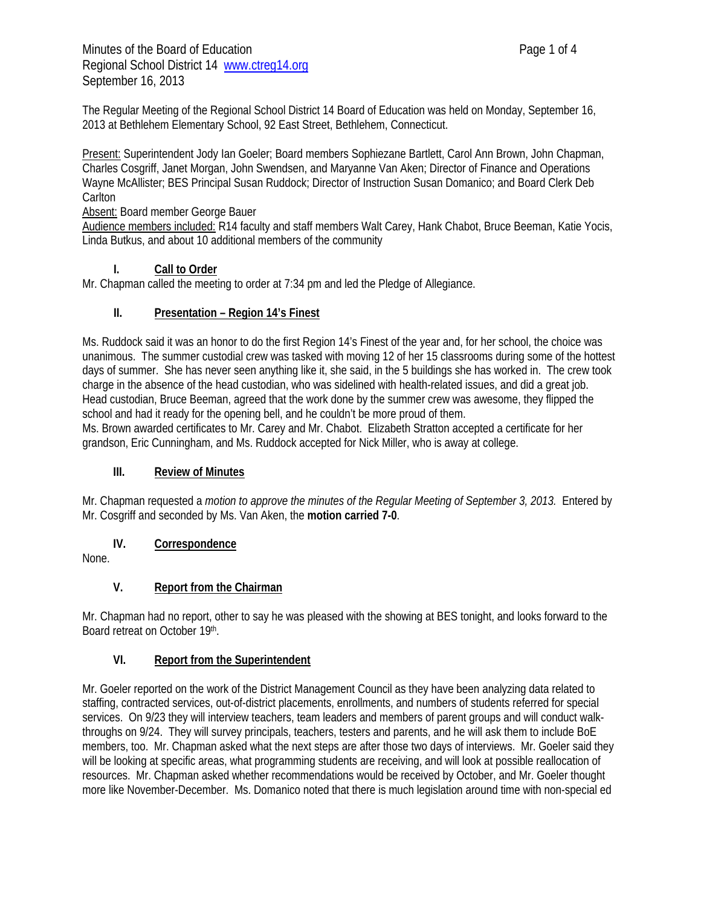Minutes of the Board of Education
Regional School District 14 www.ctreg14.org
September 16, 2013

The Regular Meeting of the Regional School District 14 Board of Education was held on Monday, September 16, 2013 at Bethlehem Elementary School, 92 East Street, Bethlehem, Connecticut.

Present: Superintendent Jody Ian Goeler; Board members Sophiezane Bartlett, Carol Ann Brown, John Chapman, Charles Cosgriff, Janet Morgan, John Swendsen, and Maryanne Van Aken; Director of Finance and Operations Wayne McAllister; BES Principal Susan Ruddock; Director of Instruction Susan Domanico; and Board Clerk Deb Carlton

Absent: Board member George Bauer

Audience members included: R14 faculty and staff members Walt Carey, Hank Chabot, Bruce Beeman, Katie Yocis, Linda Butkus, and about 10 additional members of the community

## I. Call to Order

Mr. Chapman called the meeting to order at 7:34 pm and led the Pledge of Allegiance.

## II. Presentation – Region 14's Finest

Ms. Ruddock said it was an honor to do the first Region 14's Finest of the year and, for her school, the choice was unanimous. The summer custodial crew was tasked with moving 12 of her 15 classrooms during some of the hottest days of summer. She has never seen anything like it, she said, in the 5 buildings she has worked in. The crew took charge in the absence of the head custodian, who was sidelined with health-related issues, and did a great job. Head custodian, Bruce Beeman, agreed that the work done by the summer crew was awesome, they flipped the school and had it ready for the opening bell, and he couldn't be more proud of them.
Ms. Brown awarded certificates to Mr. Carey and Mr. Chabot. Elizabeth Stratton accepted a certificate for her grandson, Eric Cunningham, and Ms. Ruddock accepted for Nick Miller, who is away at college.

## III. Review of Minutes

Mr. Chapman requested a *motion to approve the minutes of the Regular Meeting of September 3, 2013.* Entered by Mr. Cosgriff and seconded by Ms. Van Aken, the **motion carried 7-0**.

## IV. Correspondence

None.

## V. Report from the Chairman

Mr. Chapman had no report, other to say he was pleased with the showing at BES tonight, and looks forward to the Board retreat on October 19th.

## VI. Report from the Superintendent

Mr. Goeler reported on the work of the District Management Council as they have been analyzing data related to staffing, contracted services, out-of-district placements, enrollments, and numbers of students referred for special services. On 9/23 they will interview teachers, team leaders and members of parent groups and will conduct walk-throughs on 9/24. They will survey principals, teachers, testers and parents, and he will ask them to include BoE members, too. Mr. Chapman asked what the next steps are after those two days of interviews. Mr. Goeler said they will be looking at specific areas, what programming students are receiving, and will look at possible reallocation of resources. Mr. Chapman asked whether recommendations would be received by October, and Mr. Goeler thought more like November-December. Ms. Domanico noted that there is much legislation around time with non-special ed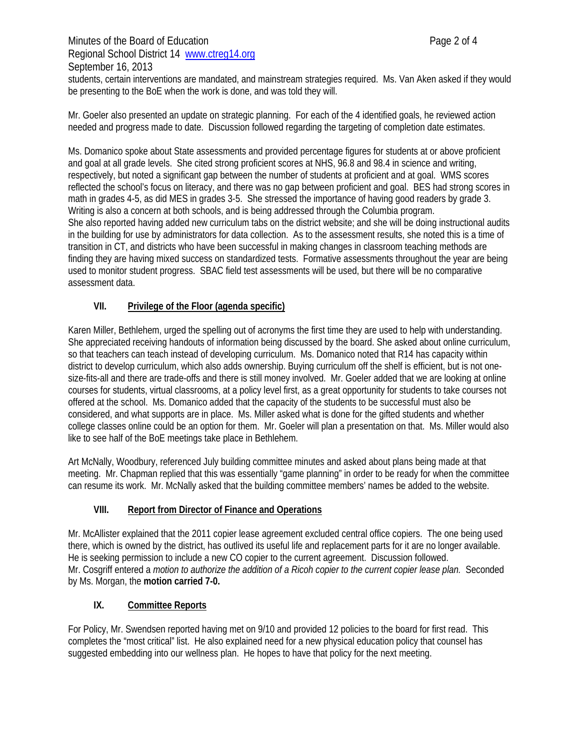students, certain interventions are mandated, and mainstream strategies required. Ms. Van Aken asked if they would be presenting to the BoE when the work is done, and was told they will.

Mr. Goeler also presented an update on strategic planning. For each of the 4 identified goals, he reviewed action needed and progress made to date. Discussion followed regarding the targeting of completion date estimates.

Ms. Domanico spoke about State assessments and provided percentage figures for students at or above proficient and goal at all grade levels. She cited strong proficient scores at NHS, 96.8 and 98.4 in science and writing, respectively, but noted a significant gap between the number of students at proficient and at goal. WMS scores reflected the school's focus on literacy, and there was no gap between proficient and goal. BES had strong scores in math in grades 4-5, as did MES in grades 3-5. She stressed the importance of having good readers by grade 3. Writing is also a concern at both schools, and is being addressed through the Columbia program.
She also reported having added new curriculum tabs on the district website; and she will be doing instructional audits in the building for use by administrators for data collection. As to the assessment results, she noted this is a time of transition in CT, and districts who have been successful in making changes in classroom teaching methods are finding they are having mixed success on standardized tests. Formative assessments throughout the year are being used to monitor student progress. SBAC field test assessments will be used, but there will be no comparative assessment data.

## VII. Privilege of the Floor (agenda specific)

Karen Miller, Bethlehem, urged the spelling out of acronyms the first time they are used to help with understanding. She appreciated receiving handouts of information being discussed by the board. She asked about online curriculum, so that teachers can teach instead of developing curriculum. Ms. Domanico noted that R14 has capacity within district to develop curriculum, which also adds ownership. Buying curriculum off the shelf is efficient, but is not one-size-fits-all and there are trade-offs and there is still money involved. Mr. Goeler added that we are looking at online courses for students, virtual classrooms, at a policy level first, as a great opportunity for students to take courses not offered at the school. Ms. Domanico added that the capacity of the students to be successful must also be considered, and what supports are in place. Ms. Miller asked what is done for the gifted students and whether college classes online could be an option for them. Mr. Goeler will plan a presentation on that. Ms. Miller would also like to see half of the BoE meetings take place in Bethlehem.

Art McNally, Woodbury, referenced July building committee minutes and asked about plans being made at that meeting. Mr. Chapman replied that this was essentially "game planning" in order to be ready for when the committee can resume its work. Mr. McNally asked that the building committee members' names be added to the website.

## VIII. Report from Director of Finance and Operations

Mr. McAllister explained that the 2011 copier lease agreement excluded central office copiers. The one being used there, which is owned by the district, has outlived its useful life and replacement parts for it are no longer available. He is seeking permission to include a new CO copier to the current agreement. Discussion followed.
Mr. Cosgriff entered a *motion to authorize the addition of a Ricoh copier to the current copier lease plan.* Seconded by Ms. Morgan, the **motion carried 7-0.**

## IX. Committee Reports

For Policy, Mr. Swendsen reported having met on 9/10 and provided 12 policies to the board for first read. This completes the "most critical" list. He also explained need for a new physical education policy that counsel has suggested embedding into our wellness plan. He hopes to have that policy for the next meeting.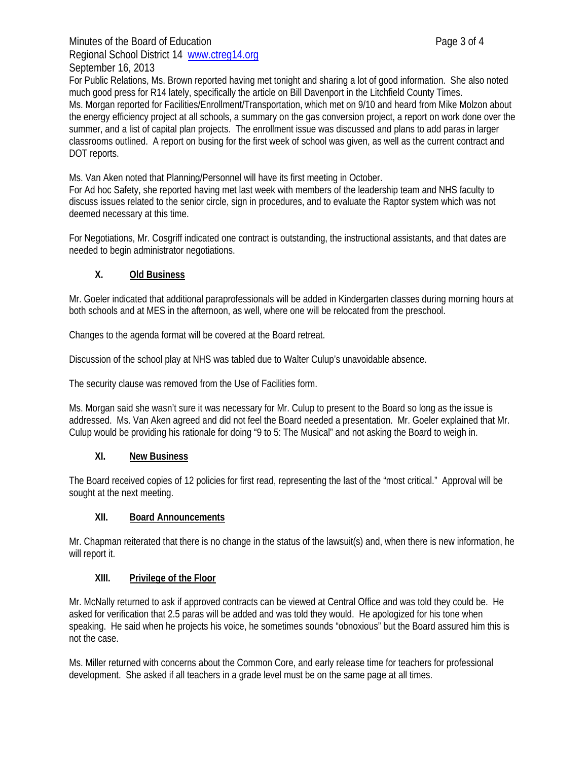For Public Relations, Ms. Brown reported having met tonight and sharing a lot of good information. She also noted much good press for R14 lately, specifically the article on Bill Davenport in the Litchfield County Times.
Ms. Morgan reported for Facilities/Enrollment/Transportation, which met on 9/10 and heard from Mike Molzon about the energy efficiency project at all schools, a summary on the gas conversion project, a report on work done over the summer, and a list of capital plan projects. The enrollment issue was discussed and plans to add paras in larger classrooms outlined. A report on busing for the first week of school was given, as well as the current contract and DOT reports.

Ms. Van Aken noted that Planning/Personnel will have its first meeting in October.
For Ad hoc Safety, she reported having met last week with members of the leadership team and NHS faculty to discuss issues related to the senior circle, sign in procedures, and to evaluate the Raptor system which was not deemed necessary at this time.

For Negotiations, Mr. Cosgriff indicated one contract is outstanding, the instructional assistants, and that dates are needed to begin administrator negotiations.

## X. Old Business

Mr. Goeler indicated that additional paraprofessionals will be added in Kindergarten classes during morning hours at both schools and at MES in the afternoon, as well, where one will be relocated from the preschool.

Changes to the agenda format will be covered at the Board retreat.

Discussion of the school play at NHS was tabled due to Walter Culup's unavoidable absence.

The security clause was removed from the Use of Facilities form.

Ms. Morgan said she wasn't sure it was necessary for Mr. Culup to present to the Board so long as the issue is addressed. Ms. Van Aken agreed and did not feel the Board needed a presentation. Mr. Goeler explained that Mr. Culup would be providing his rationale for doing "9 to 5: The Musical" and not asking the Board to weigh in.

## XI. New Business

The Board received copies of 12 policies for first read, representing the last of the "most critical." Approval will be sought at the next meeting.

## XII. Board Announcements

Mr. Chapman reiterated that there is no change in the status of the lawsuit(s) and, when there is new information, he will report it.

## XIII. Privilege of the Floor

Mr. McNally returned to ask if approved contracts can be viewed at Central Office and was told they could be. He asked for verification that 2.5 paras will be added and was told they would. He apologized for his tone when speaking. He said when he projects his voice, he sometimes sounds "obnoxious" but the Board assured him this is not the case.

Ms. Miller returned with concerns about the Common Core, and early release time for teachers for professional development. She asked if all teachers in a grade level must be on the same page at all times.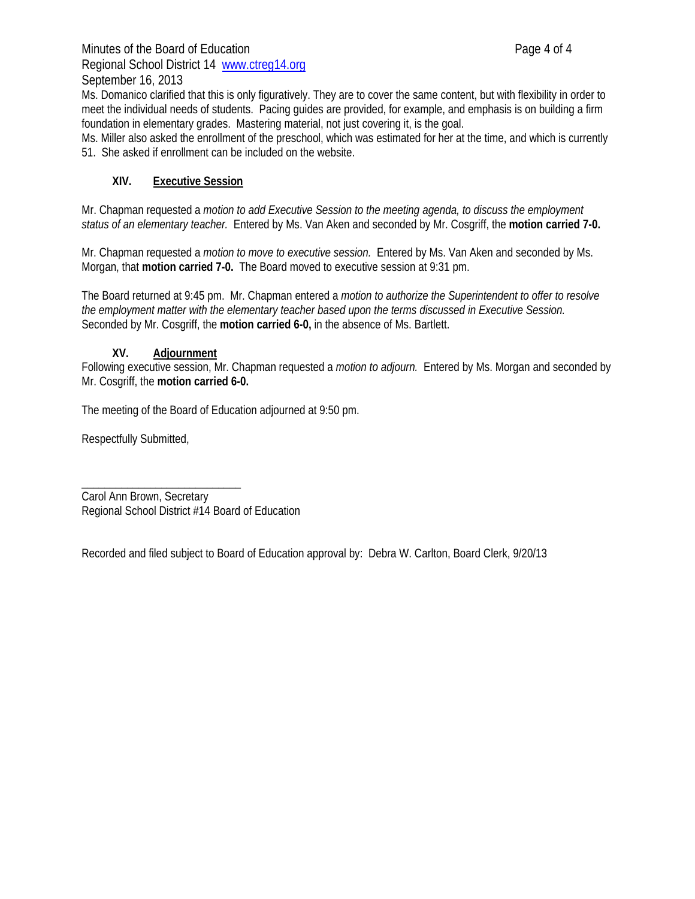Ms. Domanico clarified that this is only figuratively. They are to cover the same content, but with flexibility in order to meet the individual needs of students. Pacing guides are provided, for example, and emphasis is on building a firm foundation in elementary grades. Mastering material, not just covering it, is the goal.
Ms. Miller also asked the enrollment of the preschool, which was estimated for her at the time, and which is currently 51. She asked if enrollment can be included on the website.

## XIV. Executive Session

Mr. Chapman requested a *motion to add Executive Session to the meeting agenda, to discuss the employment status of an elementary teacher.* Entered by Ms. Van Aken and seconded by Mr. Cosgriff, the **motion carried 7-0.**

Mr. Chapman requested a *motion to move to executive session.* Entered by Ms. Van Aken and seconded by Ms. Morgan, that **motion carried 7-0.** The Board moved to executive session at 9:31 pm.

The Board returned at 9:45 pm. Mr. Chapman entered a *motion to authorize the Superintendent to offer to resolve the employment matter with the elementary teacher based upon the terms discussed in Executive Session.* Seconded by Mr. Cosgriff, the **motion carried 6-0,** in the absence of Ms. Bartlett.

## XV. Adjournment

Following executive session, Mr. Chapman requested a *motion to adjourn.* Entered by Ms. Morgan and seconded by Mr. Cosgriff, the **motion carried 6-0.**

The meeting of the Board of Education adjourned at 9:50 pm.

Respectfully Submitted,

\_\_\_\_\_\_\_\_\_\_\_\_\_\_\_\_\_\_\_\_\_\_\_\_\_\_\_\_

Carol Ann Brown, Secretary
Regional School District #14 Board of Education

Recorded and filed subject to Board of Education approval by: Debra W. Carlton, Board Clerk, 9/20/13